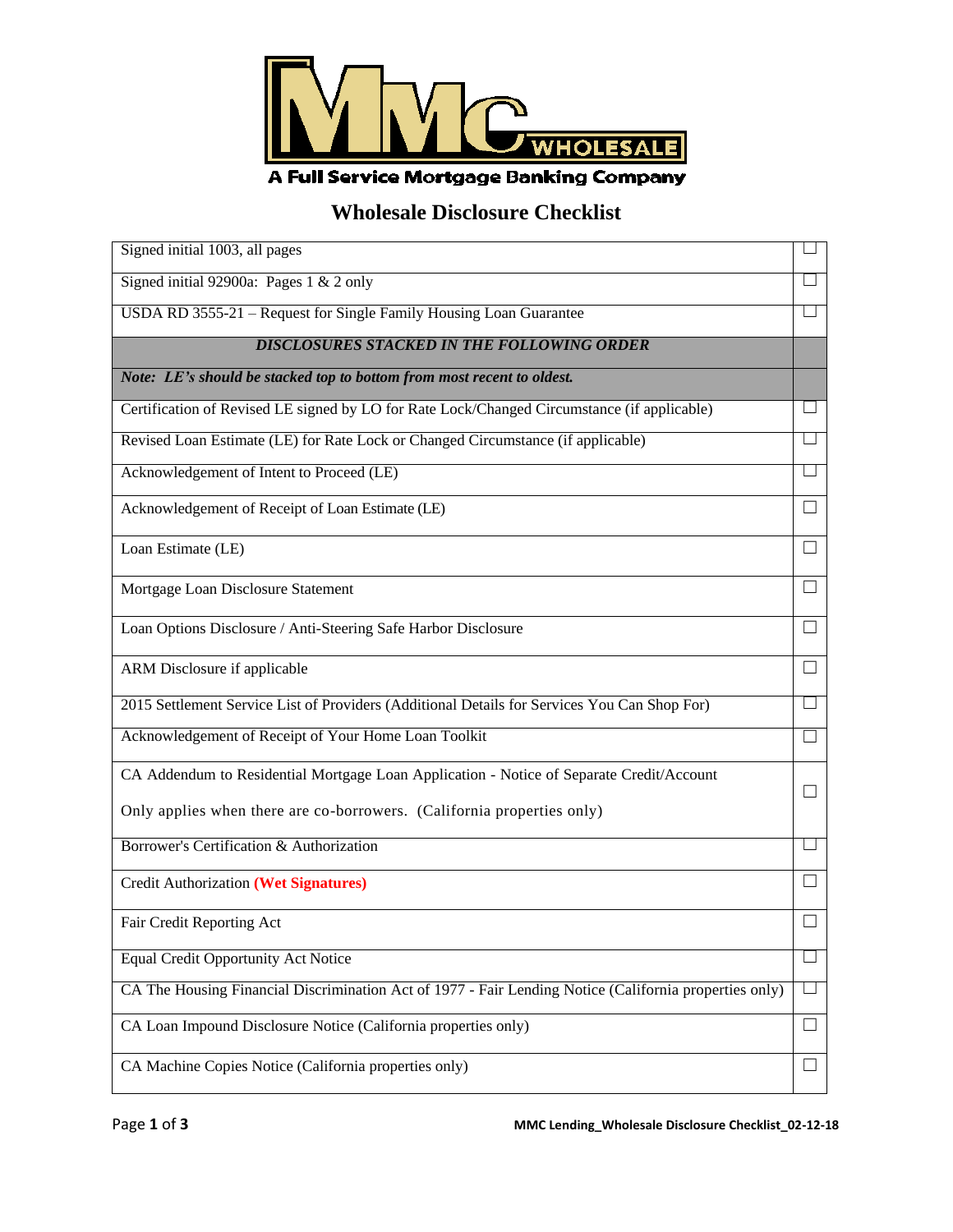MMC WHOLESALE

A Full Service Mortgage Banking Company

# Wholesale Disclosure Checklist

| | |
|---|---|
| Signed initial 1003, all pages | ☐ |
| Signed initial 92900a: Pages 1 & 2 only | ☐ |
| USDA RD 3555-21 – Request for Single Family Housing Loan Guarantee | ☐ |
| ***DISCLOSURES STACKED IN THE FOLLOWING ORDER*** | |
| ***Note: LE's should be stacked top to bottom from most recent to oldest.*** | |
| Certification of Revised LE signed by LO for Rate Lock/Changed Circumstance (if applicable) | ☐ |
| Revised Loan Estimate (LE) for Rate Lock or Changed Circumstance (if applicable) | ☐ |
| Acknowledgement of Intent to Proceed (LE) | ☐ |
| Acknowledgement of Receipt of Loan Estimate (LE) | ☐ |
| Loan Estimate (LE) | ☐ |
| Mortgage Loan Disclosure Statement | ☐ |
| Loan Options Disclosure / Anti-Steering Safe Harbor Disclosure | ☐ |
| ARM Disclosure if applicable | ☐ |
| 2015 Settlement Service List of Providers (Additional Details for Services You Can Shop For) | ☐ |
| Acknowledgement of Receipt of Your Home Loan Toolkit | ☐ |
| CA Addendum to Residential Mortgage Loan Application - Notice of Separate Credit/Account Only applies when there are co-borrowers. (California properties only) | ☐ |
| Borrower's Certification & Authorization | ☐ |
| Credit Authorization **(Wet Signatures)** | ☐ |
| Fair Credit Reporting Act | ☐ |
| Equal Credit Opportunity Act Notice | ☐ |
| CA The Housing Financial Discrimination Act of 1977 - Fair Lending Notice (California properties only) | ☐ |
| CA Loan Impound Disclosure Notice (California properties only) | ☐ |
| CA Machine Copies Notice (California properties only) | ☐ |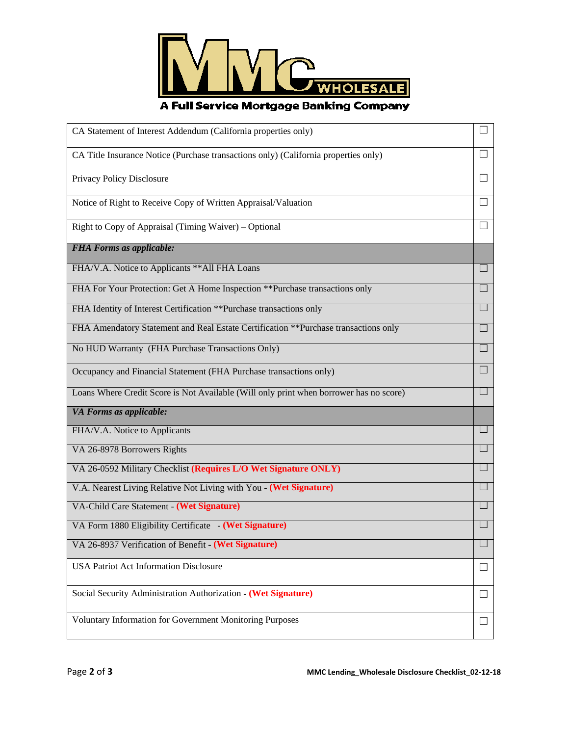**A Full Service Mortgage Banking Company**

| | |
|---|---|
| CA Statement of Interest Addendum (California properties only) | ☐ |
| CA Title Insurance Notice (Purchase transactions only) (California properties only) | ☐ |
| Privacy Policy Disclosure | ☐ |
| Notice of Right to Receive Copy of Written Appraisal/Valuation | ☐ |
| Right to Copy of Appraisal (Timing Waiver) – Optional | ☐ |
| ***FHA Forms as applicable:*** | |
| FHA/V.A. Notice to Applicants **All FHA Loans | ☐ |
| FHA For Your Protection: Get A Home Inspection **Purchase transactions only | ☐ |
| FHA Identity of Interest Certification **Purchase transactions only | ☐ |
| FHA Amendatory Statement and Real Estate Certification **Purchase transactions only | ☐ |
| No HUD Warranty (FHA Purchase Transactions Only) | ☐ |
| Occupancy and Financial Statement (FHA Purchase transactions only) | ☐ |
| Loans Where Credit Score is Not Available (Will only print when borrower has no score) | ☐ |
| ***VA Forms as applicable:*** | |
| FHA/V.A. Notice to Applicants | ☐ |
| VA 26-8978 Borrowers Rights | ☐ |
| VA 26-0592 Military Checklist **(Requires L/O Wet Signature ONLY)** | ☐ |
| V.A. Nearest Living Relative Not Living with You - **(Wet Signature)** | ☐ |
| VA-Child Care Statement - **(Wet Signature)** | ☐ |
| VA Form 1880 Eligibility Certificate - **(Wet Signature)** | ☐ |
| VA 26-8937 Verification of Benefit - **(Wet Signature)** | ☐ |
| USA Patriot Act Information Disclosure | ☐ |
| Social Security Administration Authorization - **(Wet Signature)** | ☐ |
| Voluntary Information for Government Monitoring Purposes | ☐ |

MMC Lending_Wholesale Disclosure Checklist_02-12-18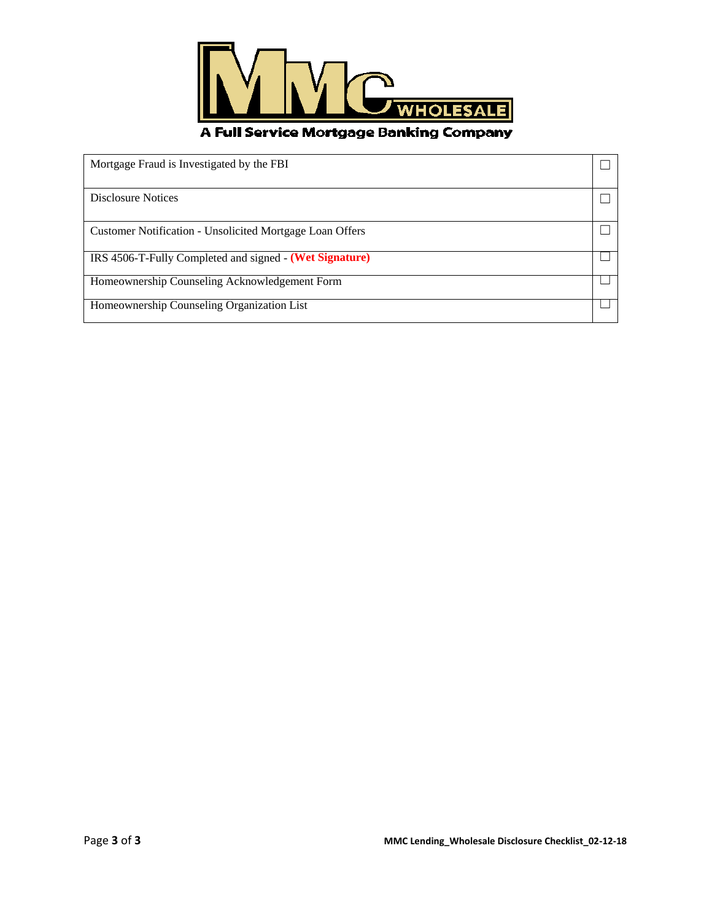| | |
|---|---|
| Mortgage Fraud is Investigated by the FBI | ☐ |
| Disclosure Notices | ☐ |
| Customer Notification - Unsolicited Mortgage Loan Offers | ☐ |
| IRS 4506-T-Fully Completed and signed - **(Wet Signature)** | ☐ |
| Homeownership Counseling Acknowledgement Form | ☐ |
| Homeownership Counseling Organization List | ☐ |